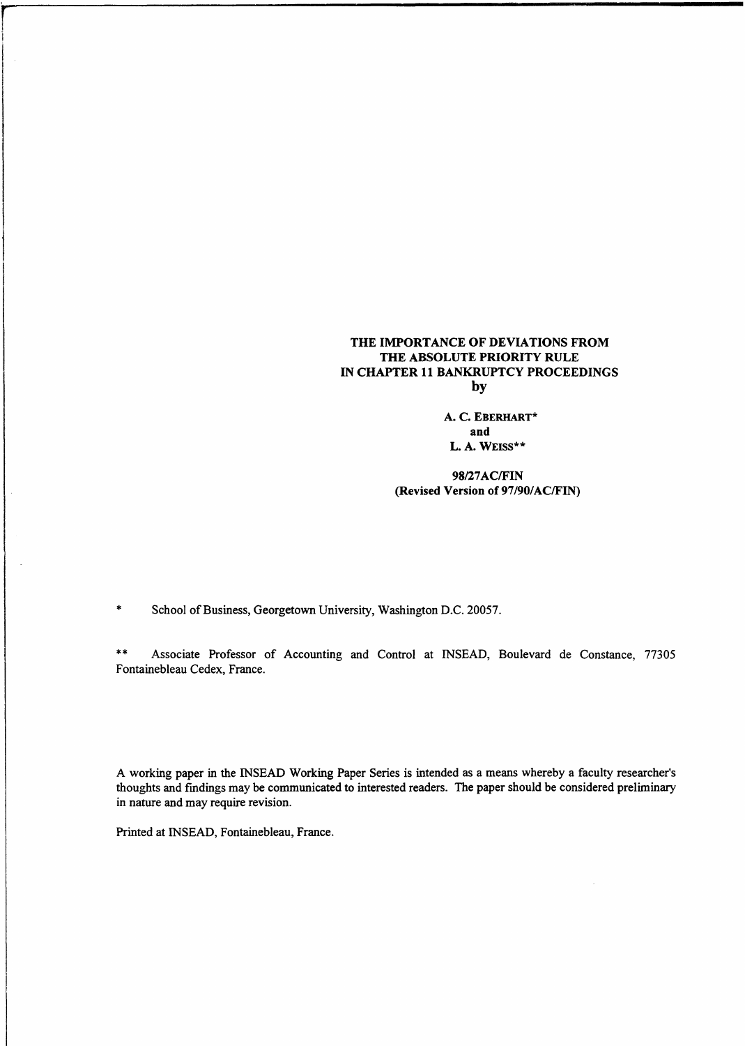# THE IMPORTANCE OF DEVIATIONS FROM THE ABSOLUTE PRIORITY RULE IN CHAPTER 11 BANKRUPTCY PROCEEDINGS

by

**A. C. EBERHART***

**and**

**L. A. WEISS****

**98/27AC/FIN**
**(Revised Version of 97/90/AC/FIN)**

\* School of Business, Georgetown University, Washington D.C. 20057.

\*\* Associate Professor of Accounting and Control at INSEAD, Boulevard de Constance, 77305 Fontainebleau Cedex, France.

A working paper in the INSEAD Working Paper Series is intended as a means whereby a faculty researcher's thoughts and findings may be communicated to interested readers. The paper should be considered preliminary in nature and may require revision.

Printed at INSEAD, Fontainebleau, France.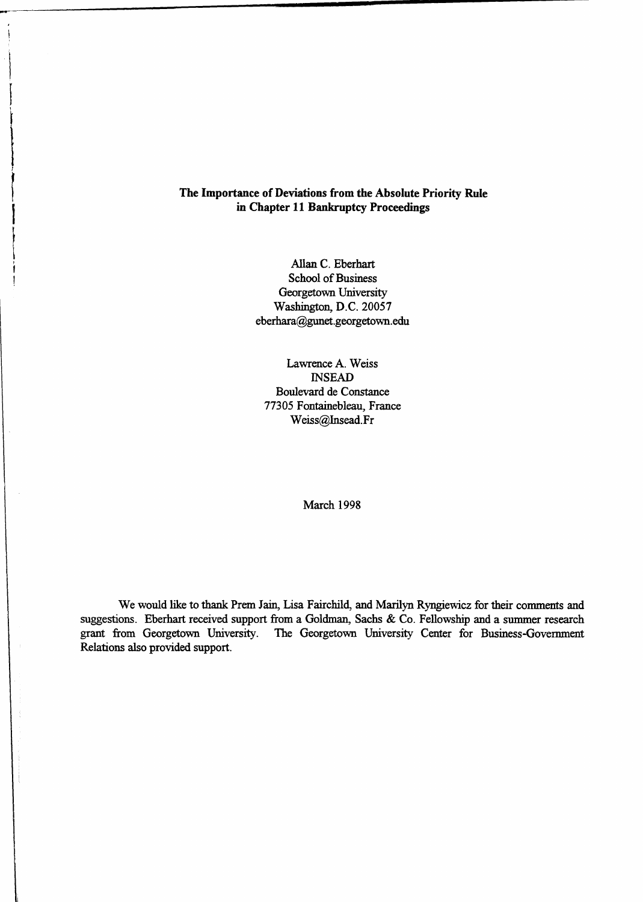# The Importance of Deviations from the Absolute Priority Rule in Chapter 11 Bankruptcy Proceedings

Allan C. Eberhart
School of Business
Georgetown University
Washington, D.C. 20057
eberhara@gunet.georgetown.edu

Lawrence A. Weiss
INSEAD
Boulevard de Constance
77305 Fontainebleau, France
Weiss@Insead.Fr

March 1998

We would like to thank Prem Jain, Lisa Fairchild, and Marilyn Ryngiewicz for their comments and suggestions. Eberhart received support from a Goldman, Sachs & Co. Fellowship and a summer research grant from Georgetown University. The Georgetown University Center for Business-Government Relations also provided support.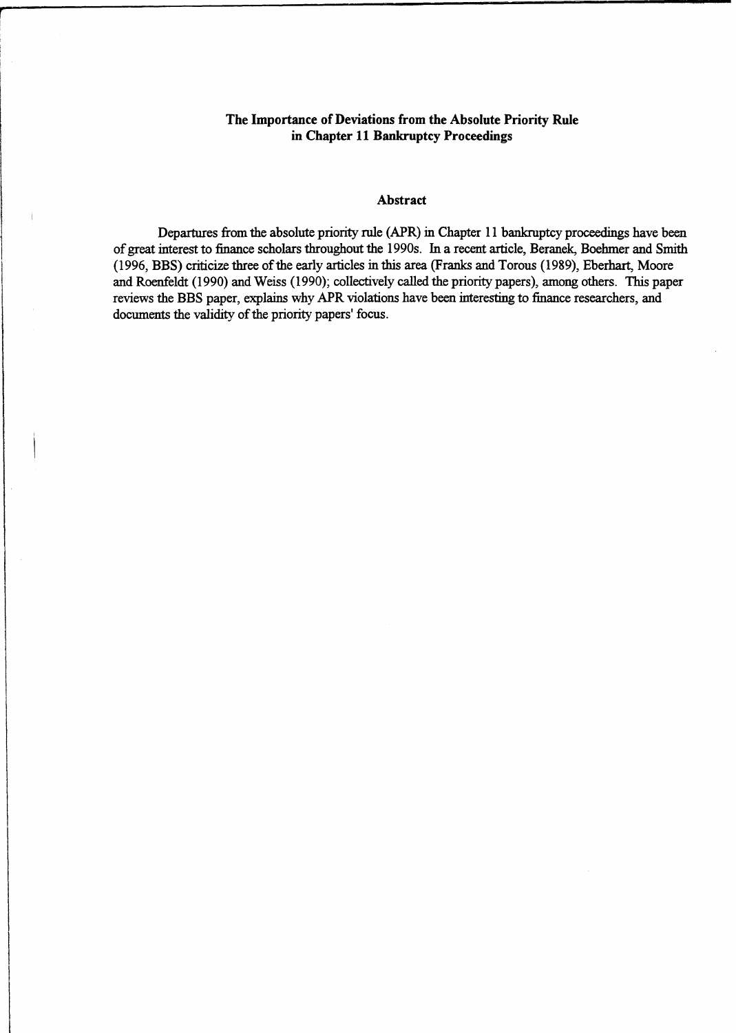**The Importance of Deviations from the Absolute Priority Rule in Chapter 11 Bankruptcy Proceedings**

**Abstract**

Departures from the absolute priority rule (APR) in Chapter 11 bankruptcy proceedings have been of great interest to finance scholars throughout the 1990s. In a recent article, Beranek, Boehmer and Smith (1996, BBS) criticize three of the early articles in this area (Franks and Torous (1989), Eberhart, Moore and Roenfeldt (1990) and Weiss (1990); collectively called the priority papers), among others. This paper reviews the BBS paper, explains why APR violations have been interesting to finance researchers, and documents the validity of the priority papers' focus.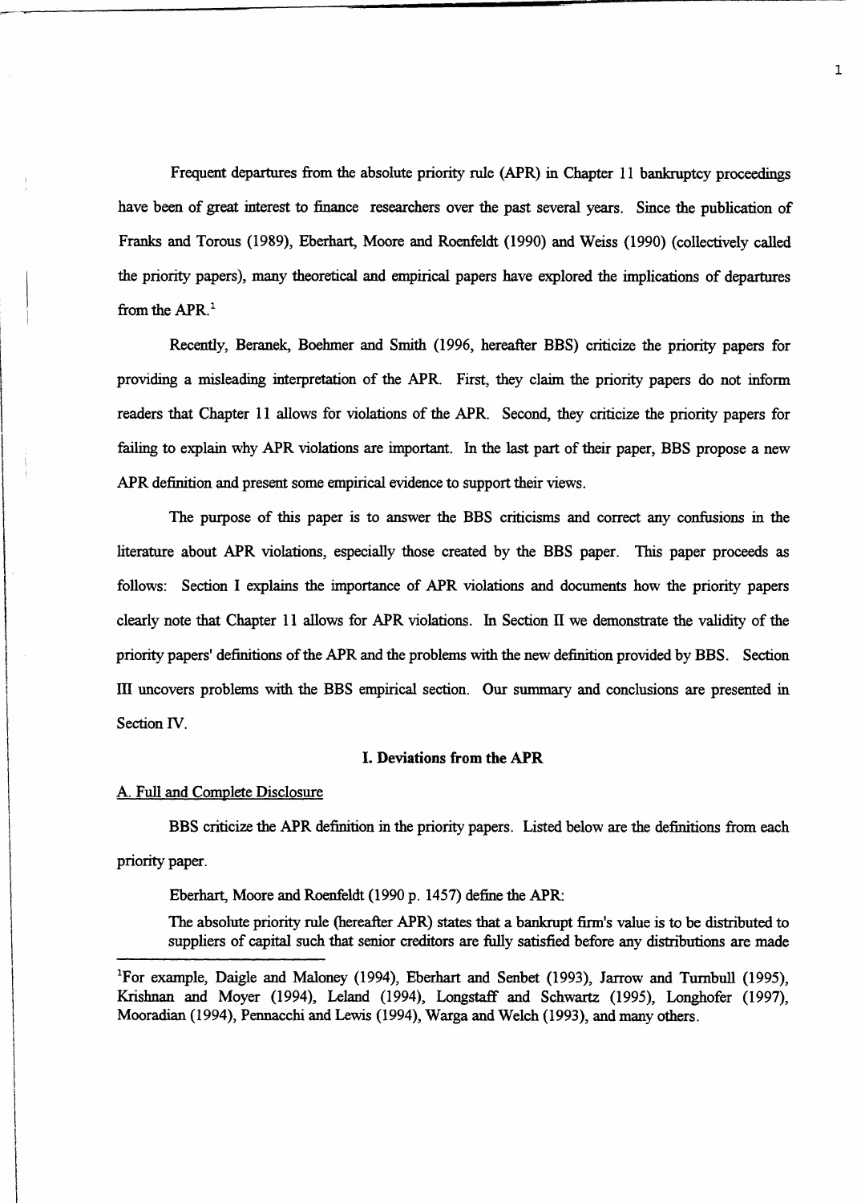Frequent departures from the absolute priority rule (APR) in Chapter 11 bankruptcy proceedings have been of great interest to finance researchers over the past several years. Since the publication of Franks and Torous (1989), Eberhart, Moore and Roenfeldt (1990) and Weiss (1990) (collectively called the priority papers), many theoretical and empirical papers have explored the implications of departures from the APR.[1]

Recently, Beranek, Boehmer and Smith (1996, hereafter BBS) criticize the priority papers for providing a misleading interpretation of the APR. First, they claim the priority papers do not inform readers that Chapter 11 allows for violations of the APR. Second, they criticize the priority papers for failing to explain why APR violations are important. In the last part of their paper, BBS propose a new APR definition and present some empirical evidence to support their views.

The purpose of this paper is to answer the BBS criticisms and correct any confusions in the literature about APR violations, especially those created by the BBS paper. This paper proceeds as follows: Section I explains the importance of APR violations and documents how the priority papers clearly note that Chapter 11 allows for APR violations. In Section II we demonstrate the validity of the priority papers' definitions of the APR and the problems with the new definition provided by BBS. Section III uncovers problems with the BBS empirical section. Our summary and conclusions are presented in Section IV.

## I. Deviations from the APR

### A. Full and Complete Disclosure

BBS criticize the APR definition in the priority papers. Listed below are the definitions from each priority paper.

Eberhart, Moore and Roenfeldt (1990 p. 1457) define the APR:

> The absolute priority rule (hereafter APR) states that a bankrupt firm's value is to be distributed to suppliers of capital such that senior creditors are fully satisfied before any distributions are made

[1] For example, Daigle and Maloney (1994), Eberhart and Senbet (1993), Jarrow and Turnbull (1995), Krishnan and Moyer (1994), Leland (1994), Longstaff and Schwartz (1995), Longhofer (1997), Mooradian (1994), Pennacchi and Lewis (1994), Warga and Welch (1993), and many others.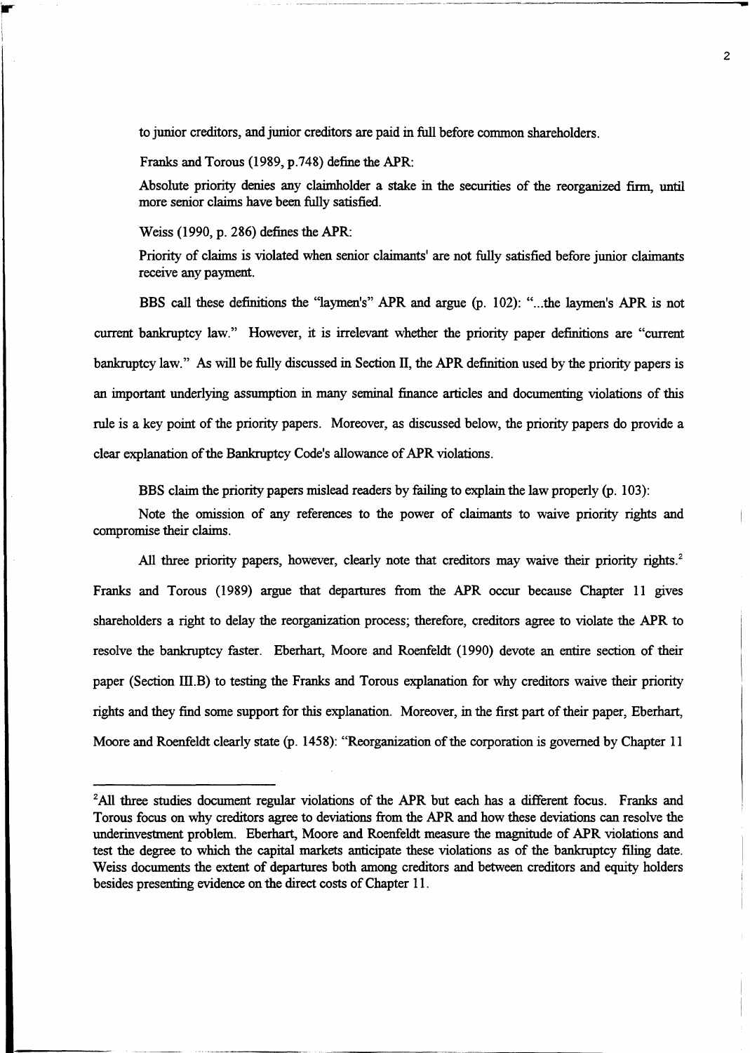to junior creditors, and junior creditors are paid in full before common shareholders.

Franks and Torous (1989, p.748) define the APR:

> Absolute priority denies any claimholder a stake in the securities of the reorganized firm, until more senior claims have been fully satisfied.

Weiss (1990, p. 286) defines the APR:

> Priority of claims is violated when senior claimants' are not fully satisfied before junior claimants receive any payment.

BBS call these definitions the "laymen's" APR and argue (p. 102): "...the laymen's APR is not current bankruptcy law." However, it is irrelevant whether the priority paper definitions are "current bankruptcy law." As will be fully discussed in Section II, the APR definition used by the priority papers is an important underlying assumption in many seminal finance articles and documenting violations of this rule is a key point of the priority papers. Moreover, as discussed below, the priority papers do provide a clear explanation of the Bankruptcy Code's allowance of APR violations.

BBS claim the priority papers mislead readers by failing to explain the law properly (p. 103):

> Note the omission of any references to the power of claimants to waive priority rights and compromise their claims.

All three priority papers, however, clearly note that creditors may waive their priority rights.[2] Franks and Torous (1989) argue that departures from the APR occur because Chapter 11 gives shareholders a right to delay the reorganization process; therefore, creditors agree to violate the APR to resolve the bankruptcy faster. Eberhart, Moore and Roenfeldt (1990) devote an entire section of their paper (Section III.B) to testing the Franks and Torous explanation for why creditors waive their priority rights and they find some support for this explanation. Moreover, in the first part of their paper, Eberhart, Moore and Roenfeldt clearly state (p. 1458): "Reorganization of the corporation is governed by Chapter 11

---

[2]All three studies document regular violations of the APR but each has a different focus. Franks and Torous focus on why creditors agree to deviations from the APR and how these deviations can resolve the underinvestment problem. Eberhart, Moore and Roenfeldt measure the magnitude of APR violations and test the degree to which the capital markets anticipate these violations as of the bankruptcy filing date. Weiss documents the extent of departures both among creditors and between creditors and equity holders besides presenting evidence on the direct costs of Chapter 11.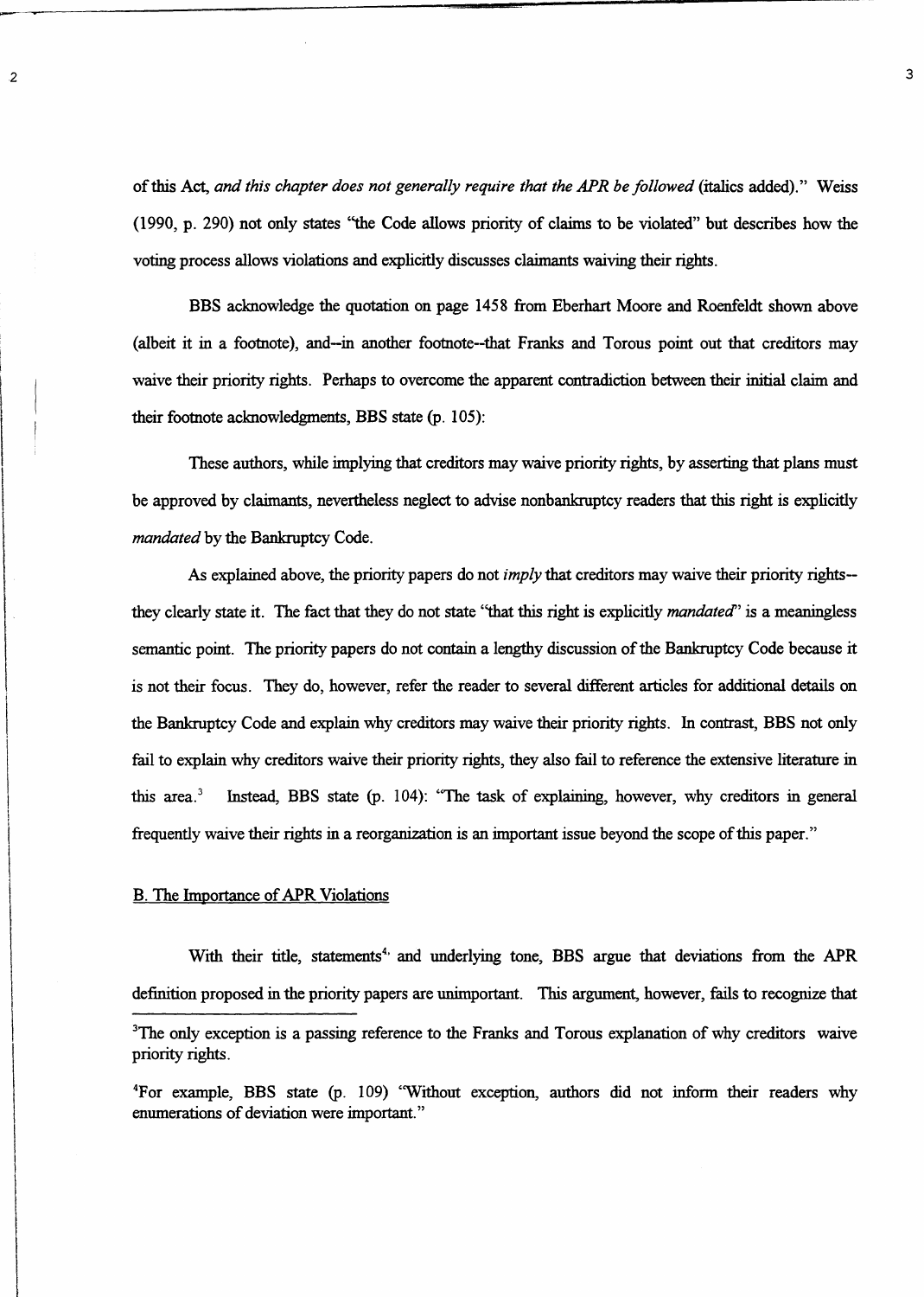of this Act, *and this chapter does not generally require that the APR be followed* (italics added)." Weiss (1990, p. 290) not only states "the Code allows priority of claims to be violated" but describes how the voting process allows violations and explicitly discusses claimants waiving their rights.

BBS acknowledge the quotation on page 1458 from Eberhart Moore and Roenfeldt shown above (albeit it in a footnote), and--in another footnote--that Franks and Torous point out that creditors may waive their priority rights. Perhaps to overcome the apparent contradiction between their initial claim and their footnote acknowledgments, BBS state (p. 105):

> These authors, while implying that creditors may waive priority rights, by asserting that plans must be approved by claimants, nevertheless neglect to advise nonbankruptcy readers that this right is explicitly *mandated* by the Bankruptcy Code.

As explained above, the priority papers do not *imply* that creditors may waive their priority rights--they clearly state it. The fact that they do not state "that this right is explicitly *mandated*" is a meaningless semantic point. The priority papers do not contain a lengthy discussion of the Bankruptcy Code because it is not their focus. They do, however, refer the reader to several different articles for additional details on the Bankruptcy Code and explain why creditors may waive their priority rights. In contrast, BBS not only fail to explain why creditors waive their priority rights, they also fail to reference the extensive literature in this area.[3] Instead, BBS state (p. 104): "The task of explaining, however, why creditors in general frequently waive their rights in a reorganization is an important issue beyond the scope of this paper."

## B. The Importance of APR Violations

With their title, statements[4] and underlying tone, BBS argue that deviations from the APR definition proposed in the priority papers are unimportant. This argument, however, fails to recognize that

[3] The only exception is a passing reference to the Franks and Torous explanation of why creditors waive priority rights.

[4] For example, BBS state (p. 109) "Without exception, authors did not inform their readers why enumerations of deviation were important."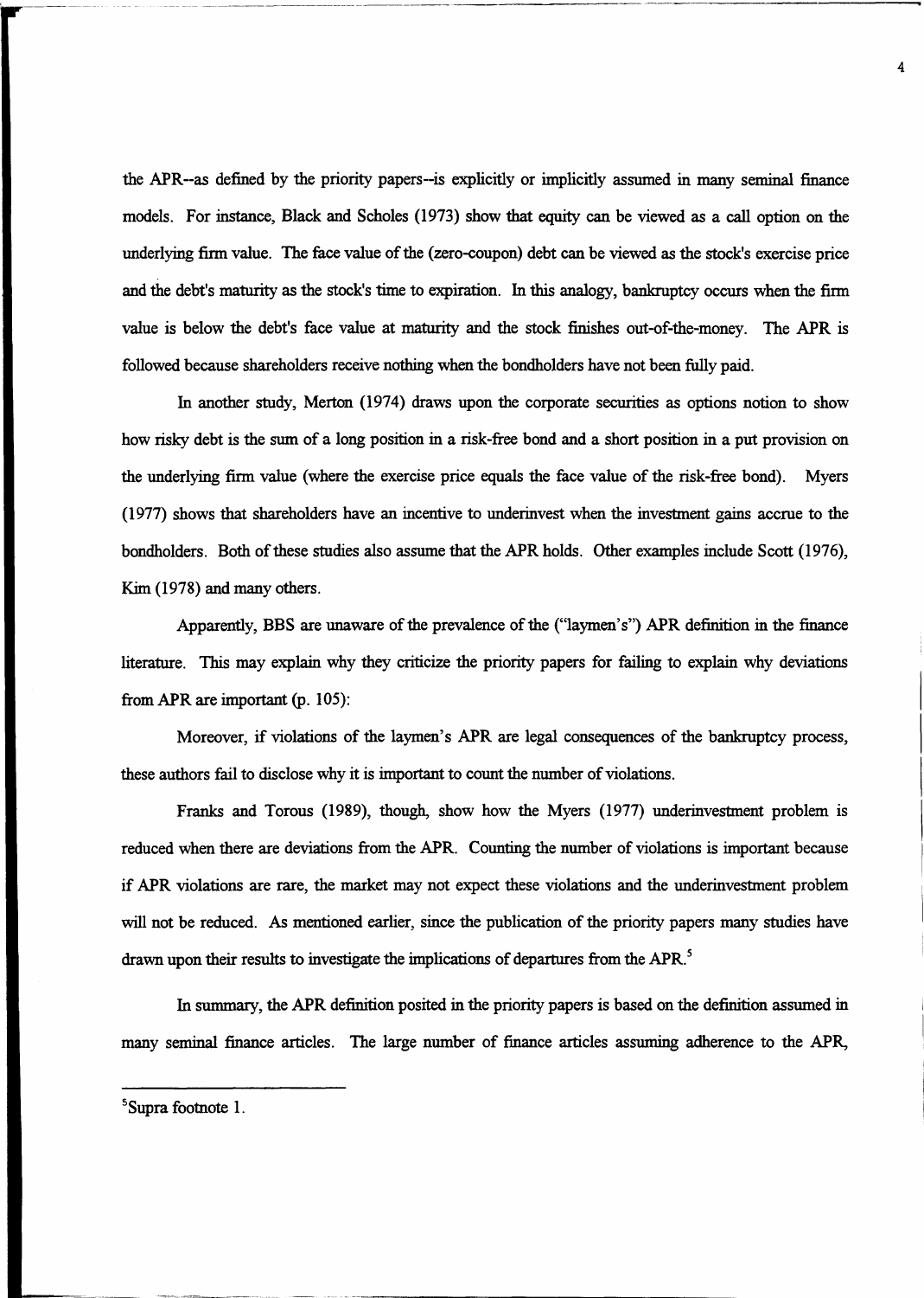the APR--as defined by the priority papers--is explicitly or implicitly assumed in many seminal finance models. For instance, Black and Scholes (1973) show that equity can be viewed as a call option on the underlying firm value. The face value of the (zero-coupon) debt can be viewed as the stock's exercise price and the debt's maturity as the stock's time to expiration. In this analogy, bankruptcy occurs when the firm value is below the debt's face value at maturity and the stock finishes out-of-the-money. The APR is followed because shareholders receive nothing when the bondholders have not been fully paid.

In another study, Merton (1974) draws upon the corporate securities as options notion to show how risky debt is the sum of a long position in a risk-free bond and a short position in a put provision on the underlying firm value (where the exercise price equals the face value of the risk-free bond). Myers (1977) shows that shareholders have an incentive to underinvest when the investment gains accrue to the bondholders. Both of these studies also assume that the APR holds. Other examples include Scott (1976), Kim (1978) and many others.

Apparently, BBS are unaware of the prevalence of the ("laymen's") APR definition in the finance literature. This may explain why they criticize the priority papers for failing to explain why deviations from APR are important (p. 105):

Moreover, if violations of the laymen's APR are legal consequences of the bankruptcy process, these authors fail to disclose why it is important to count the number of violations.

Franks and Torous (1989), though, show how the Myers (1977) underinvestment problem is reduced when there are deviations from the APR. Counting the number of violations is important because if APR violations are rare, the market may not expect these violations and the underinvestment problem will not be reduced. As mentioned earlier, since the publication of the priority papers many studies have drawn upon their results to investigate the implications of departures from the APR.[5]

In summary, the APR definition posited in the priority papers is based on the definition assumed in many seminal finance articles. The large number of finance articles assuming adherence to the APR,

[5] Supra footnote 1.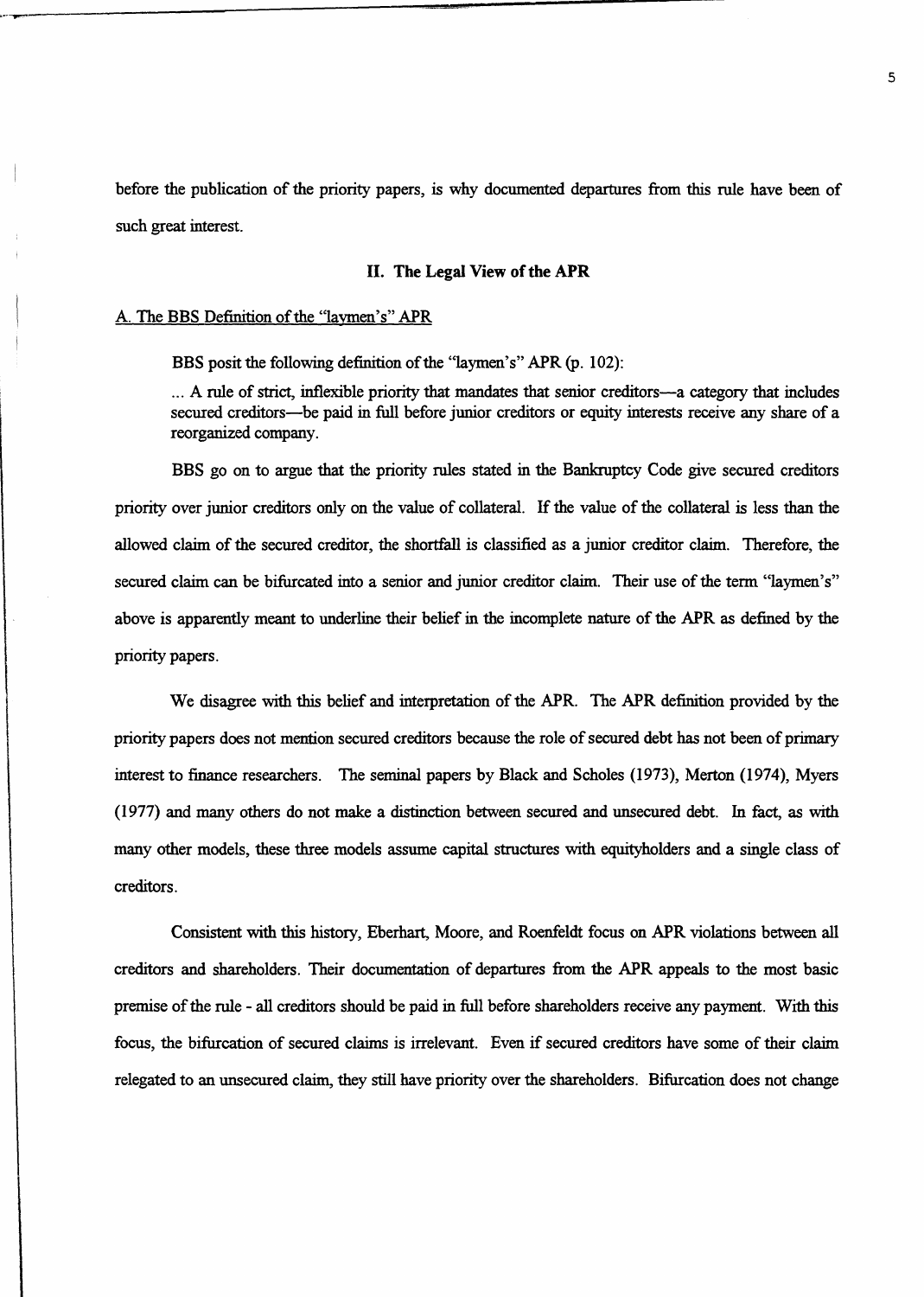before the publication of the priority papers, is why documented departures from this rule have been of such great interest.

## II. The Legal View of the APR

### A. The BBS Definition of the "laymen's" APR

BBS posit the following definition of the "laymen's" APR (p. 102):

> ... A rule of strict, inflexible priority that mandates that senior creditors—a category that includes secured creditors—be paid in full before junior creditors or equity interests receive any share of a reorganized company.

BBS go on to argue that the priority rules stated in the Bankruptcy Code give secured creditors priority over junior creditors only on the value of collateral. If the value of the collateral is less than the allowed claim of the secured creditor, the shortfall is classified as a junior creditor claim. Therefore, the secured claim can be bifurcated into a senior and junior creditor claim. Their use of the term "laymen's" above is apparently meant to underline their belief in the incomplete nature of the APR as defined by the priority papers.

We disagree with this belief and interpretation of the APR. The APR definition provided by the priority papers does not mention secured creditors because the role of secured debt has not been of primary interest to finance researchers. The seminal papers by Black and Scholes (1973), Merton (1974), Myers (1977) and many others do not make a distinction between secured and unsecured debt. In fact, as with many other models, these three models assume capital structures with equityholders and a single class of creditors.

Consistent with this history, Eberhart, Moore, and Roenfeldt focus on APR violations between all creditors and shareholders. Their documentation of departures from the APR appeals to the most basic premise of the rule - all creditors should be paid in full before shareholders receive any payment. With this focus, the bifurcation of secured claims is irrelevant. Even if secured creditors have some of their claim relegated to an unsecured claim, they still have priority over the shareholders. Bifurcation does not change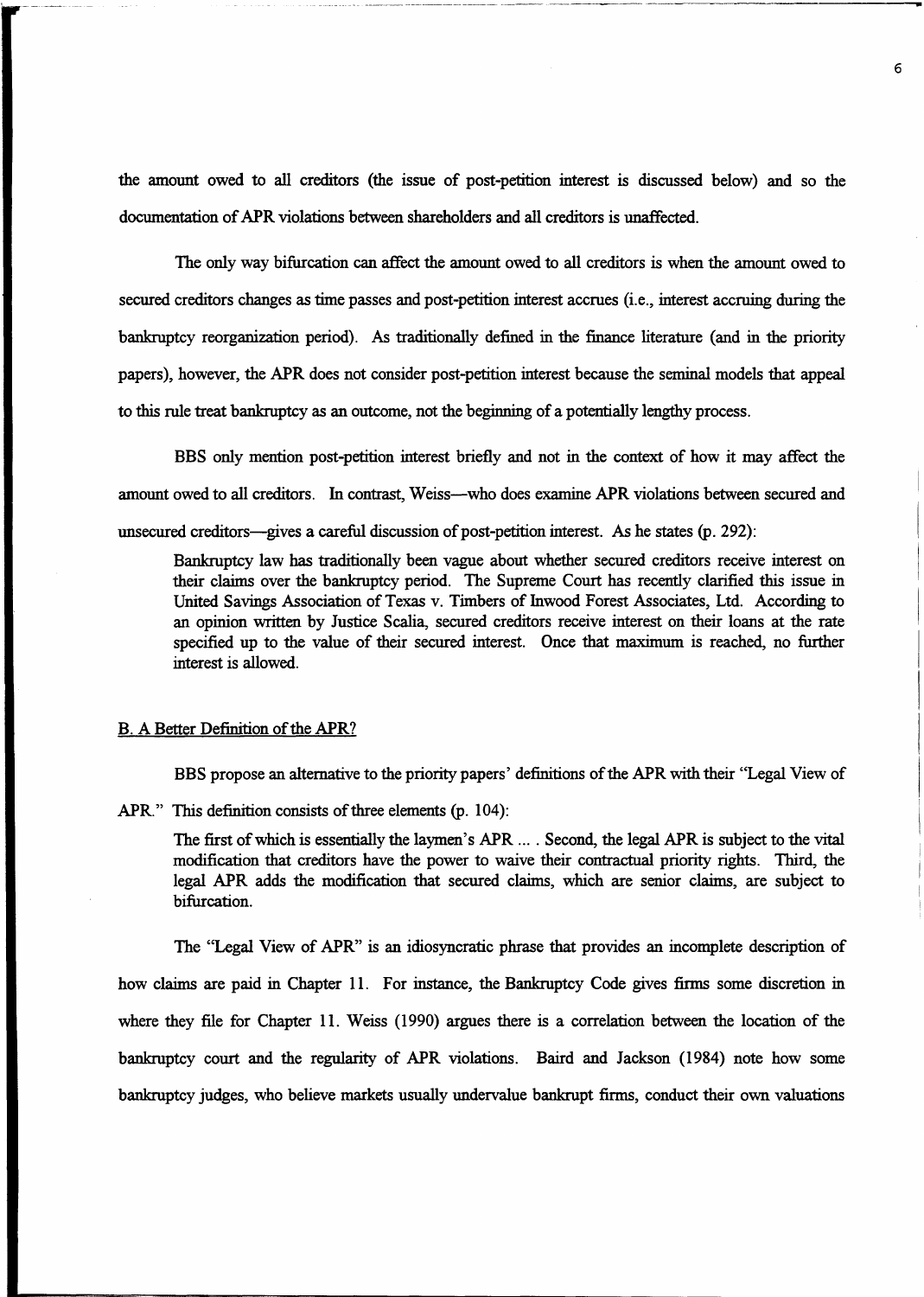the amount owed to all creditors (the issue of post-petition interest is discussed below) and so the documentation of APR violations between shareholders and all creditors is unaffected.

The only way bifurcation can affect the amount owed to all creditors is when the amount owed to secured creditors changes as time passes and post-petition interest accrues (i.e., interest accruing during the bankruptcy reorganization period). As traditionally defined in the finance literature (and in the priority papers), however, the APR does not consider post-petition interest because the seminal models that appeal to this rule treat bankruptcy as an outcome, not the beginning of a potentially lengthy process.

BBS only mention post-petition interest briefly and not in the context of how it may affect the amount owed to all creditors. In contrast, Weiss—who does examine APR violations between secured and unsecured creditors—gives a careful discussion of post-petition interest. As he states (p. 292):

> Bankruptcy law has traditionally been vague about whether secured creditors receive interest on their claims over the bankruptcy period. The Supreme Court has recently clarified this issue in United Savings Association of Texas v. Timbers of Inwood Forest Associates, Ltd. According to an opinion written by Justice Scalia, secured creditors receive interest on their loans at the rate specified up to the value of their secured interest. Once that maximum is reached, no further interest is allowed.

### B. A Better Definition of the APR?

BBS propose an alternative to the priority papers' definitions of the APR with their "Legal View of APR." This definition consists of three elements (p. 104):

> The first of which is essentially the laymen's APR ... . Second, the legal APR is subject to the vital modification that creditors have the power to waive their contractual priority rights. Third, the legal APR adds the modification that secured claims, which are senior claims, are subject to bifurcation.

The "Legal View of APR" is an idiosyncratic phrase that provides an incomplete description of how claims are paid in Chapter 11. For instance, the Bankruptcy Code gives firms some discretion in where they file for Chapter 11. Weiss (1990) argues there is a correlation between the location of the bankruptcy court and the regularity of APR violations. Baird and Jackson (1984) note how some bankruptcy judges, who believe markets usually undervalue bankrupt firms, conduct their own valuations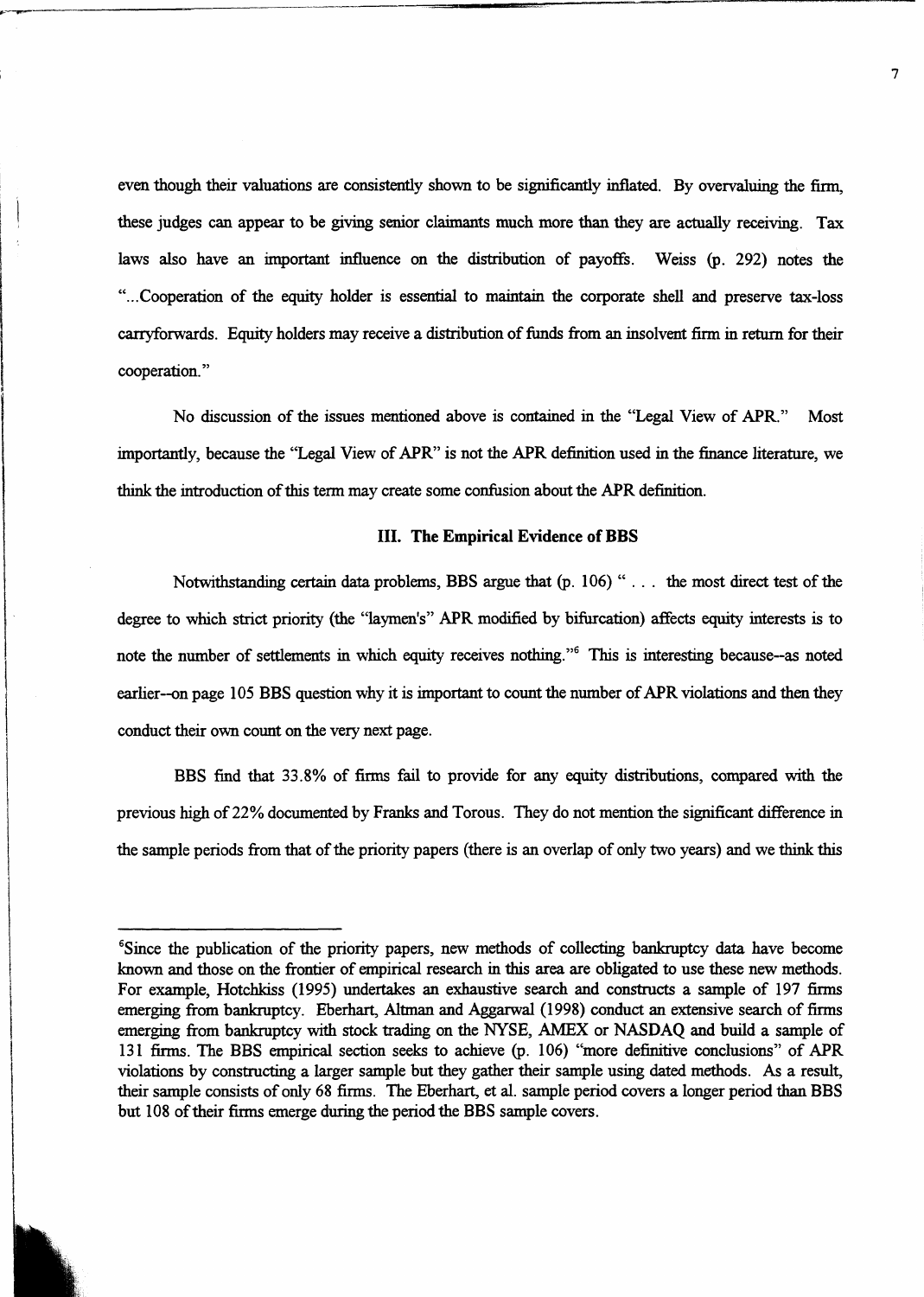even though their valuations are consistently shown to be significantly inflated. By overvaluing the firm, these judges can appear to be giving senior claimants much more than they are actually receiving. Tax laws also have an important influence on the distribution of payoffs. Weiss (p. 292) notes the "...Cooperation of the equity holder is essential to maintain the corporate shell and preserve tax-loss carryforwards. Equity holders may receive a distribution of funds from an insolvent firm in return for their cooperation."

No discussion of the issues mentioned above is contained in the "Legal View of APR." Most importantly, because the "Legal View of APR" is not the APR definition used in the finance literature, we think the introduction of this term may create some confusion about the APR definition.

### III. The Empirical Evidence of BBS

Notwithstanding certain data problems, BBS argue that (p. 106) " . . . the most direct test of the degree to which strict priority (the "laymen's" APR modified by bifurcation) affects equity interests is to note the number of settlements in which equity receives nothing."[6] This is interesting because--as noted earlier--on page 105 BBS question why it is important to count the number of APR violations and then they conduct their own count on the very next page.

BBS find that 33.8% of firms fail to provide for any equity distributions, compared with the previous high of 22% documented by Franks and Torous. They do not mention the significant difference in the sample periods from that of the priority papers (there is an overlap of only two years) and we think this

---

[6] Since the publication of the priority papers, new methods of collecting bankruptcy data have become known and those on the frontier of empirical research in this area are obligated to use these new methods. For example, Hotchkiss (1995) undertakes an exhaustive search and constructs a sample of 197 firms emerging from bankruptcy. Eberhart, Altman and Aggarwal (1998) conduct an extensive search of firms emerging from bankruptcy with stock trading on the NYSE, AMEX or NASDAQ and build a sample of 131 firms. The BBS empirical section seeks to achieve (p. 106) "more definitive conclusions" of APR violations by constructing a larger sample but they gather their sample using dated methods. As a result, their sample consists of only 68 firms. The Eberhart, et al. sample period covers a longer period than BBS but 108 of their firms emerge during the period the BBS sample covers.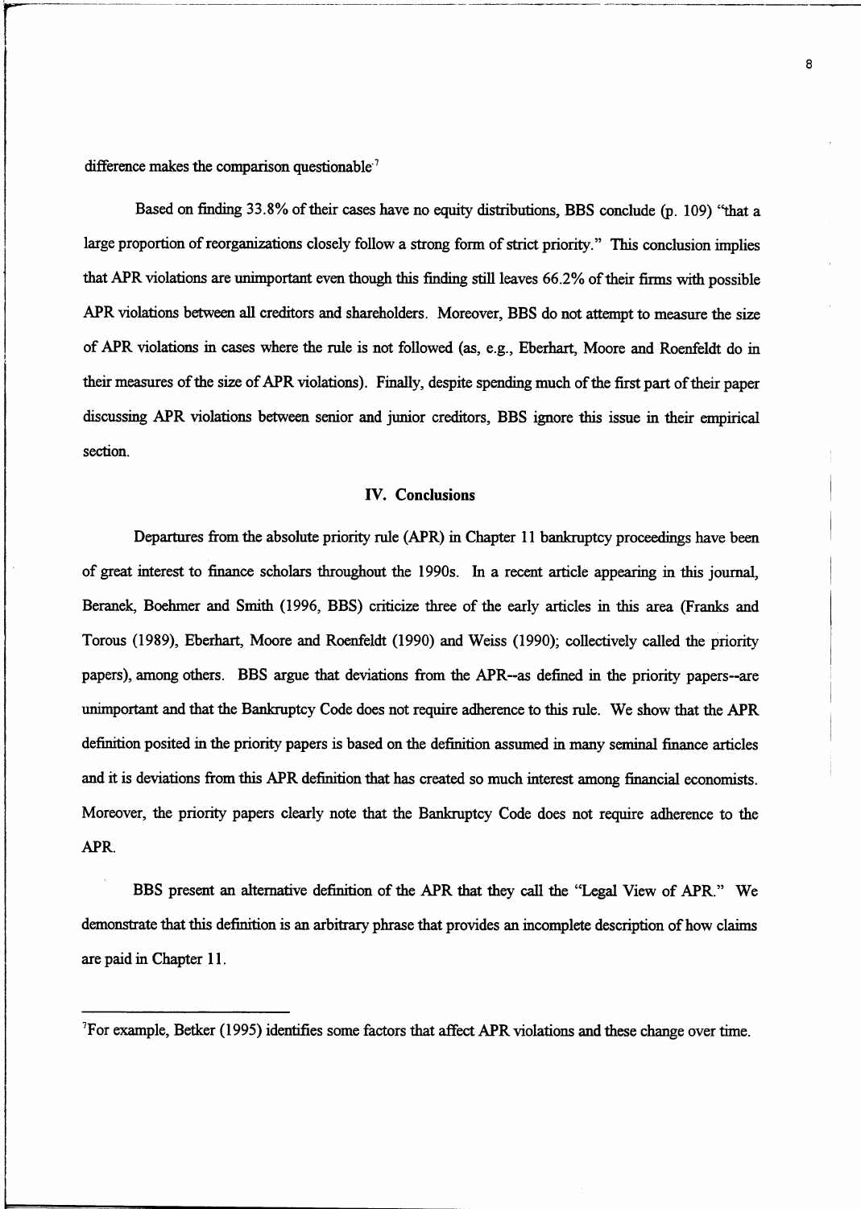difference makes the comparison questionable[7]

Based on finding 33.8% of their cases have no equity distributions, BBS conclude (p. 109) "that a large proportion of reorganizations closely follow a strong form of strict priority." This conclusion implies that APR violations are unimportant even though this finding still leaves 66.2% of their firms with possible APR violations between all creditors and shareholders. Moreover, BBS do not attempt to measure the size of APR violations in cases where the rule is not followed (as, e.g., Eberhart, Moore and Roenfeldt do in their measures of the size of APR violations). Finally, despite spending much of the first part of their paper discussing APR violations between senior and junior creditors, BBS ignore this issue in their empirical section.

## IV. Conclusions

Departures from the absolute priority rule (APR) in Chapter 11 bankruptcy proceedings have been of great interest to finance scholars throughout the 1990s. In a recent article appearing in this journal, Beranek, Boehmer and Smith (1996, BBS) criticize three of the early articles in this area (Franks and Torous (1989), Eberhart, Moore and Roenfeldt (1990) and Weiss (1990); collectively called the priority papers), among others. BBS argue that deviations from the APR--as defined in the priority papers--are unimportant and that the Bankruptcy Code does not require adherence to this rule. We show that the APR definition posited in the priority papers is based on the definition assumed in many seminal finance articles and it is deviations from this APR definition that has created so much interest among financial economists. Moreover, the priority papers clearly note that the Bankruptcy Code does not require adherence to the APR.

BBS present an alternative definition of the APR that they call the "Legal View of APR." We demonstrate that this definition is an arbitrary phrase that provides an incomplete description of how claims are paid in Chapter 11.

---

[7] For example, Betker (1995) identifies some factors that affect APR violations and these change over time.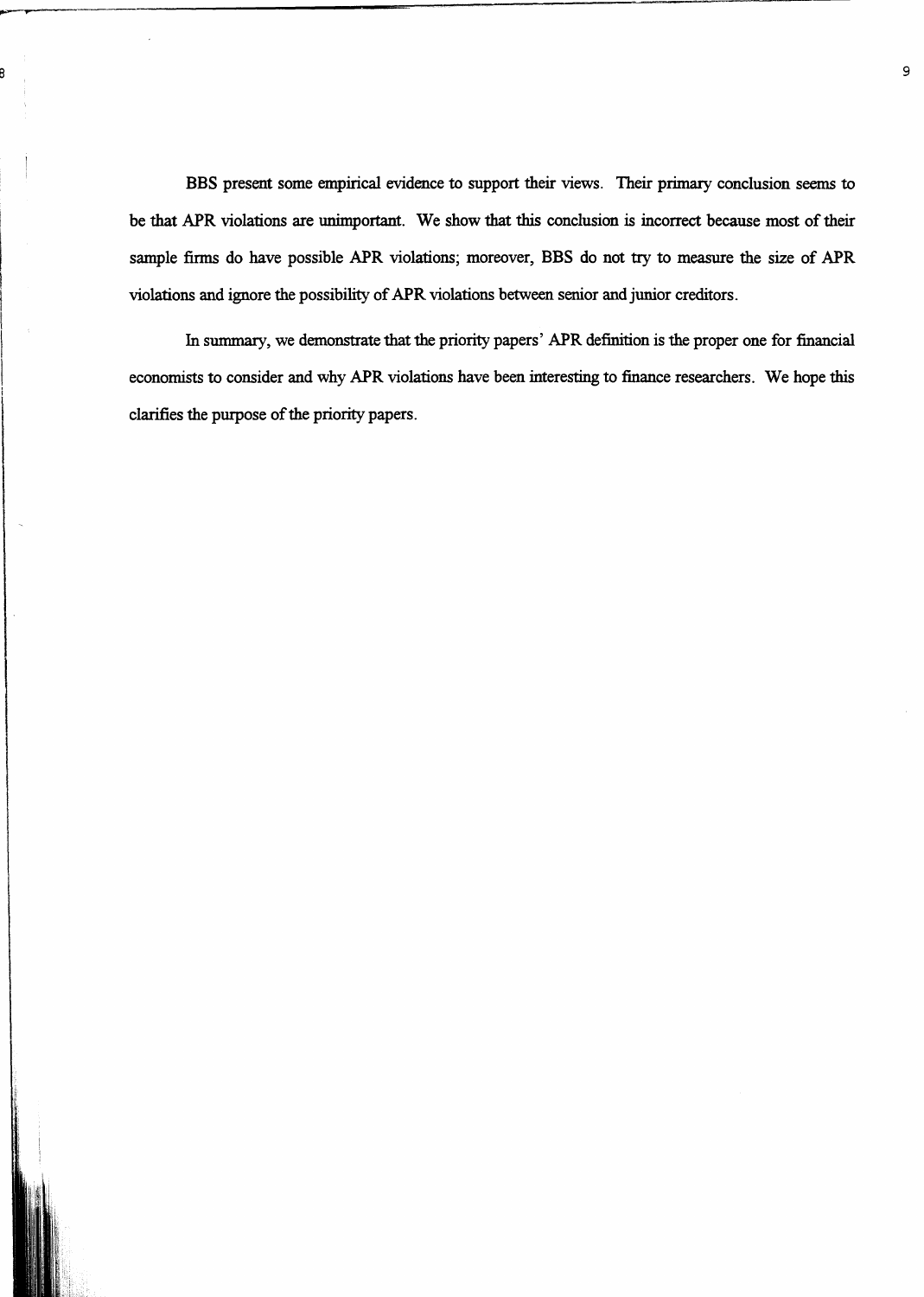BBS present some empirical evidence to support their views. Their primary conclusion seems to be that APR violations are unimportant. We show that this conclusion is incorrect because most of their sample firms do have possible APR violations; moreover, BBS do not try to measure the size of APR violations and ignore the possibility of APR violations between senior and junior creditors.

In summary, we demonstrate that the priority papers' APR definition is the proper one for financial economists to consider and why APR violations have been interesting to finance researchers. We hope this clarifies the purpose of the priority papers.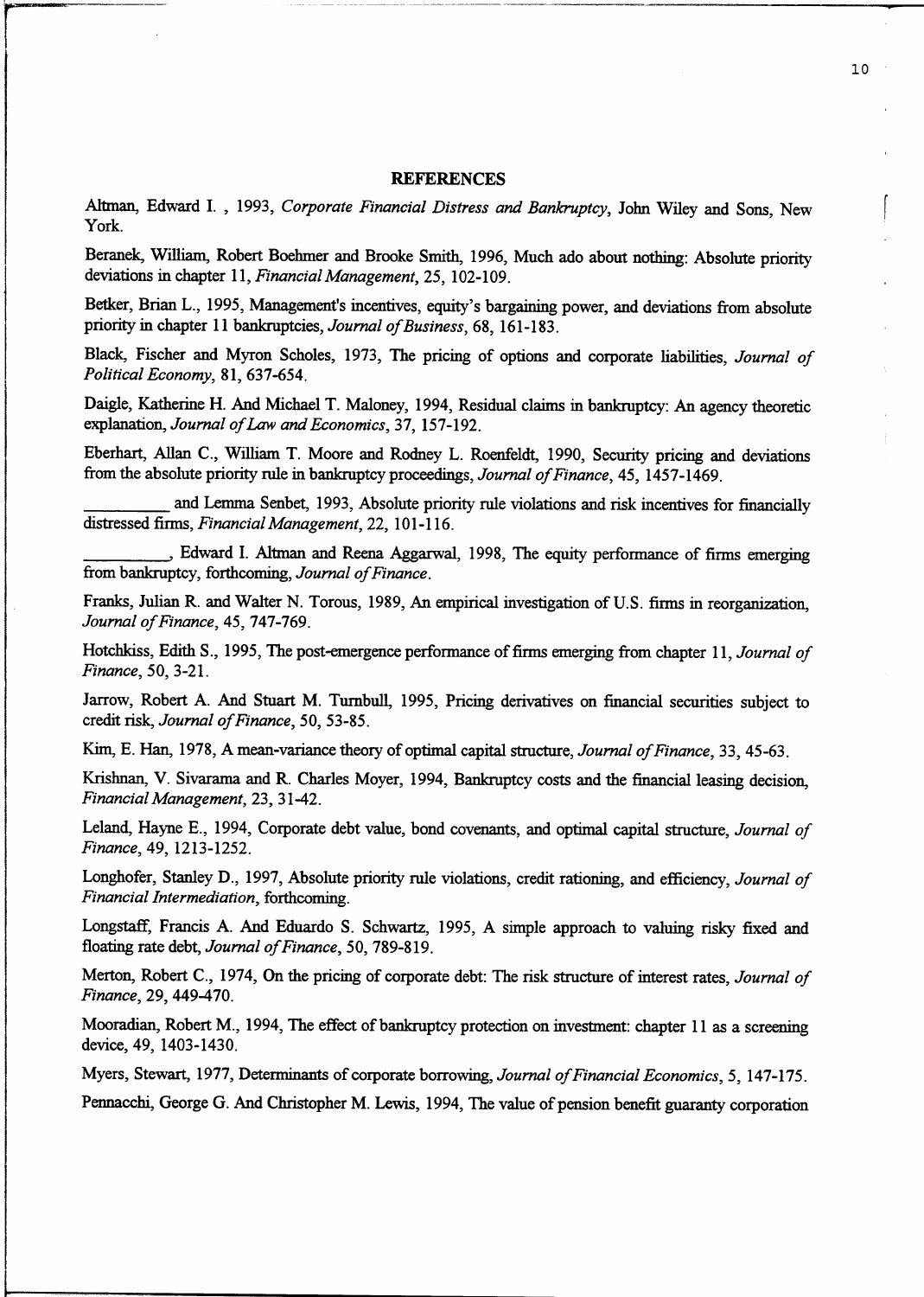# REFERENCES

Altman, Edward I. , 1993, *Corporate Financial Distress and Bankruptcy*, John Wiley and Sons, New York.

Beranek, William, Robert Boehmer and Brooke Smith, 1996, Much ado about nothing: Absolute priority deviations in chapter 11, *Financial Management*, 25, 102-109.

Betker, Brian L., 1995, Management's incentives, equity's bargaining power, and deviations from absolute priority in chapter 11 bankruptcies, *Journal of Business*, 68, 161-183.

Black, Fischer and Myron Scholes, 1973, The pricing of options and corporate liabilities, *Journal of Political Economy*, 81, 637-654.

Daigle, Katherine H. And Michael T. Maloney, 1994, Residual claims in bankruptcy: An agency theoretic explanation, *Journal of Law and Economics*, 37, 157-192.

Eberhart, Allan C., William T. Moore and Rodney L. Roenfeldt, 1990, Security pricing and deviations from the absolute priority rule in bankruptcy proceedings, *Journal of Finance*, 45, 1457-1469.

__________ and Lemma Senbet, 1993, Absolute priority rule violations and risk incentives for financially distressed firms, *Financial Management*, 22, 101-116.

__________, Edward I. Altman and Reena Aggarwal, 1998, The equity performance of firms emerging from bankruptcy, forthcoming, *Journal of Finance*.

Franks, Julian R. and Walter N. Torous, 1989, An empirical investigation of U.S. firms in reorganization, *Journal of Finance*, 45, 747-769.

Hotchkiss, Edith S., 1995, The post-emergence performance of firms emerging from chapter 11, *Journal of Finance*, 50, 3-21.

Jarrow, Robert A. And Stuart M. Turnbull, 1995, Pricing derivatives on financial securities subject to credit risk, *Journal of Finance*, 50, 53-85.

Kim, E. Han, 1978, A mean-variance theory of optimal capital structure, *Journal of Finance*, 33, 45-63.

Krishnan, V. Sivarama and R. Charles Moyer, 1994, Bankruptcy costs and the financial leasing decision, *Financial Management*, 23, 31-42.

Leland, Hayne E., 1994, Corporate debt value, bond covenants, and optimal capital structure, *Journal of Finance*, 49, 1213-1252.

Longhofer, Stanley D., 1997, Absolute priority rule violations, credit rationing, and efficiency, *Journal of Financial Intermediation*, forthcoming.

Longstaff, Francis A. And Eduardo S. Schwartz, 1995, A simple approach to valuing risky fixed and floating rate debt, *Journal of Finance*, 50, 789-819.

Merton, Robert C., 1974, On the pricing of corporate debt: The risk structure of interest rates, *Journal of Finance*, 29, 449-470.

Mooradian, Robert M., 1994, The effect of bankruptcy protection on investment: chapter 11 as a screening device, 49, 1403-1430.

Myers, Stewart, 1977, Determinants of corporate borrowing, *Journal of Financial Economics*, 5, 147-175.

Pennacchi, George G. And Christopher M. Lewis, 1994, The value of pension benefit guaranty corporation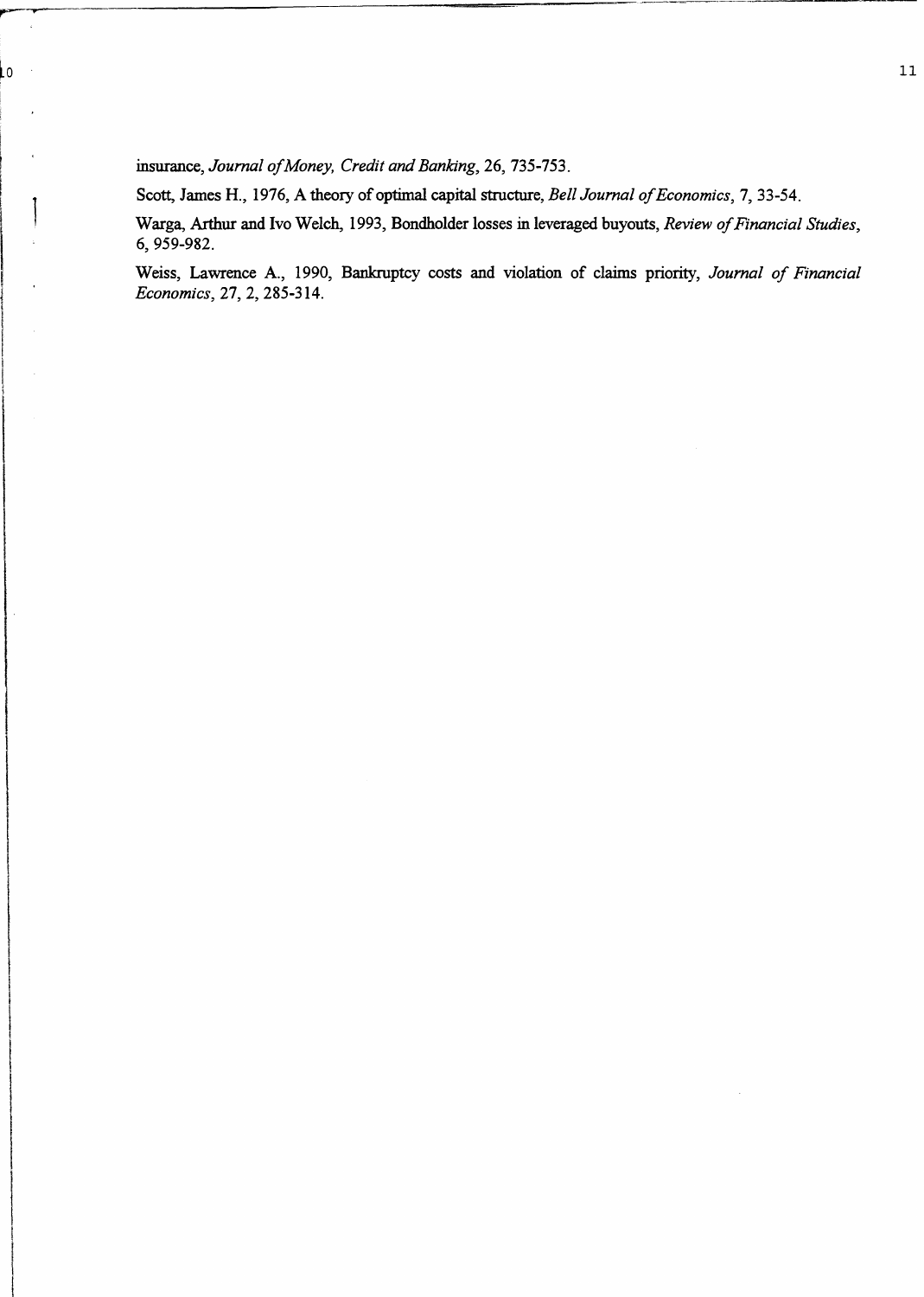insurance, *Journal of Money, Credit and Banking*, 26, 735-753.

Scott, James H., 1976, A theory of optimal capital structure, *Bell Journal of Economics*, 7, 33-54.

Warga, Arthur and Ivo Welch, 1993, Bondholder losses in leveraged buyouts, *Review of Financial Studies*, 6, 959-982.

Weiss, Lawrence A., 1990, Bankruptcy costs and violation of claims priority, *Journal of Financial Economics*, 27, 2, 285-314.